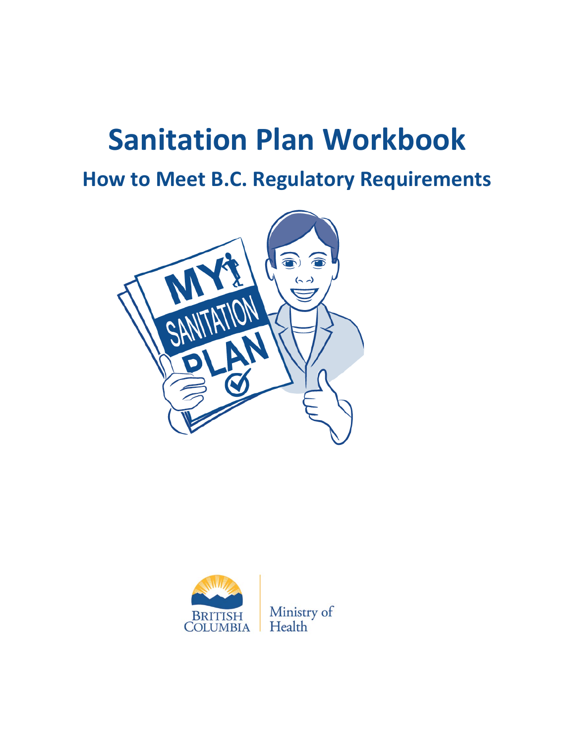# Sanitation Plan Workbook

## How to Meet B.C. Regulatory Requirements

British Columbia | Ministry of Health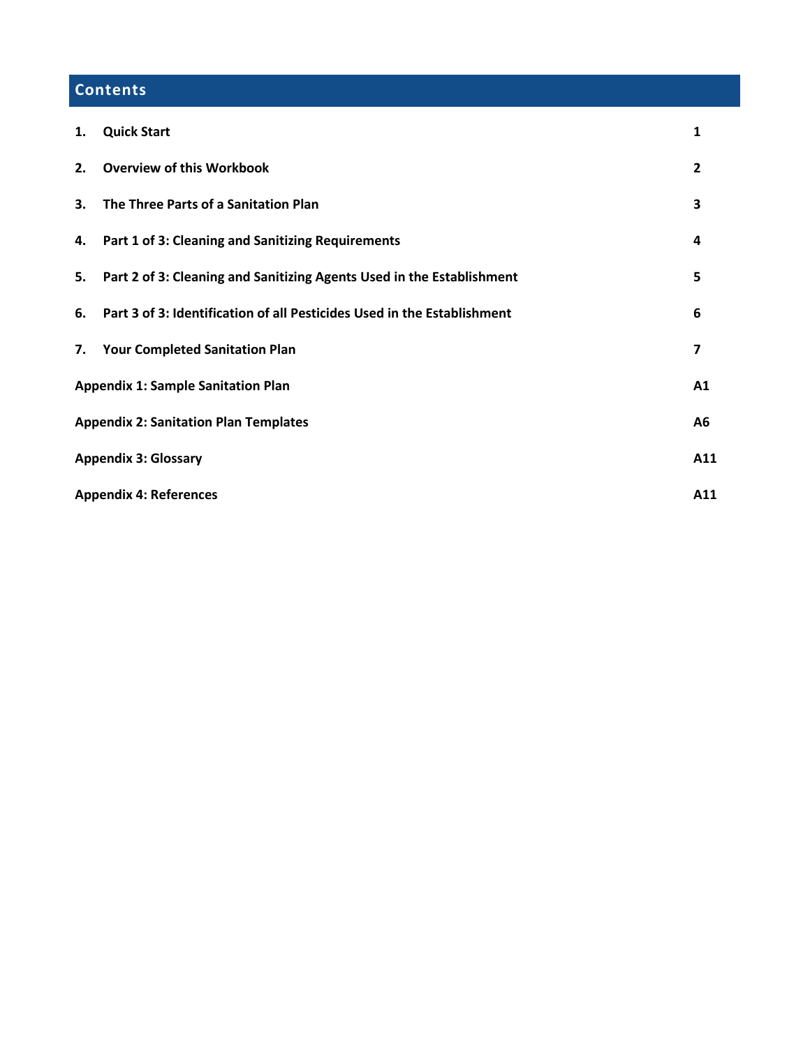## Contents

| | | |
|---|---|---|
| 1. | Quick Start | 1 |
| 2. | Overview of this Workbook | 2 |
| 3. | The Three Parts of a Sanitation Plan | 3 |
| 4. | Part 1 of 3: Cleaning and Sanitizing Requirements | 4 |
| 5. | Part 2 of 3: Cleaning and Sanitizing Agents Used in the Establishment | 5 |
| 6. | Part 3 of 3: Identification of all Pesticides Used in the Establishment | 6 |
| 7. | Your Completed Sanitation Plan | 7 |
| Appendix 1: Sample Sanitation Plan | | A1 |
| Appendix 2: Sanitation Plan Templates | | A6 |
| Appendix 3: Glossary | | A11 |
| Appendix 4: References | | A11 |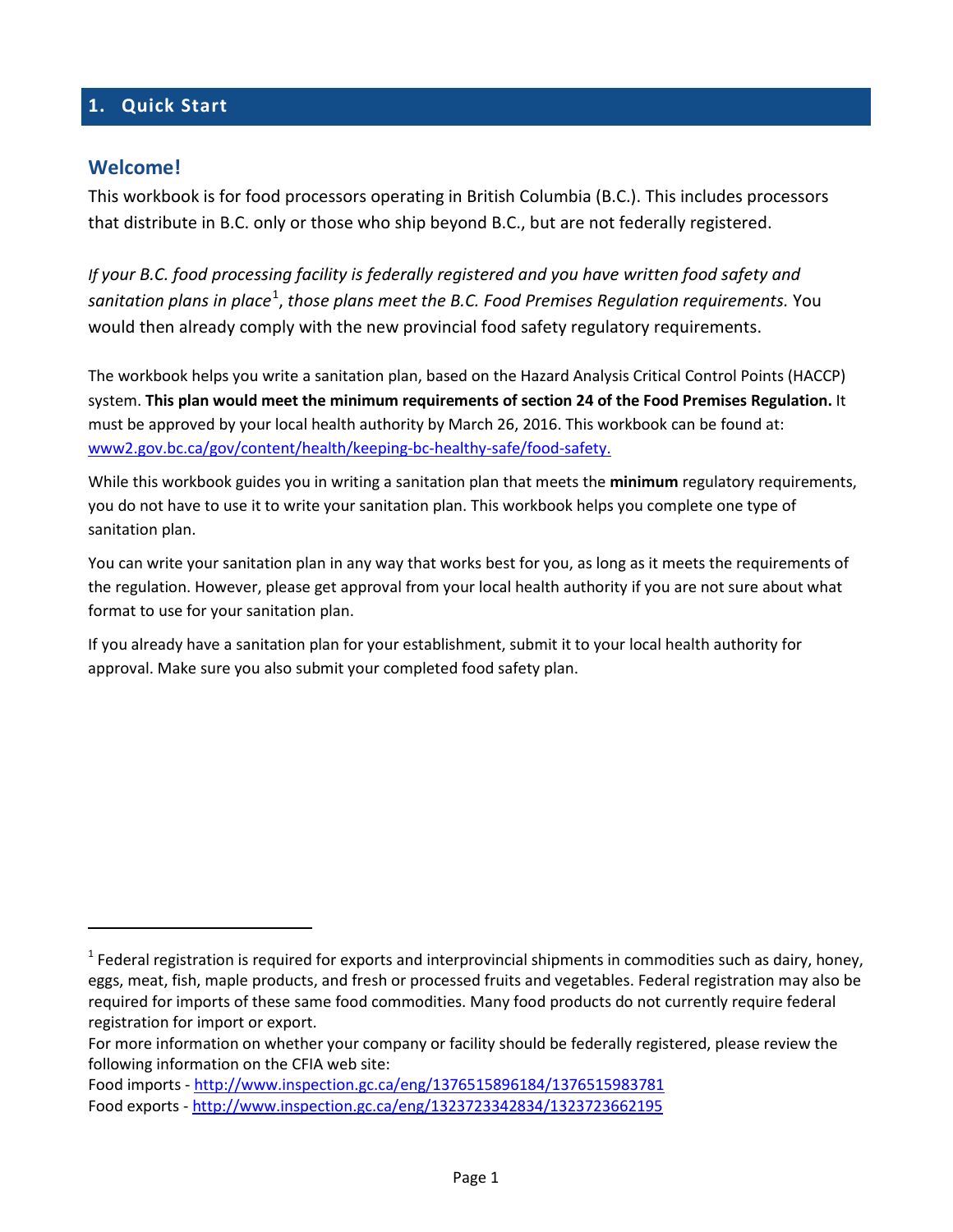# 1. Quick Start

## Welcome!

This workbook is for food processors operating in British Columbia (B.C.). This includes processors that distribute in B.C. only or those who ship beyond B.C., but are not federally registered.

*If your B.C. food processing facility is federally registered and you have written food safety and sanitation plans in place*[1]*, those plans meet the B.C. Food Premises Regulation requirements.* You would then already comply with the new provincial food safety regulatory requirements.

The workbook helps you write a sanitation plan, based on the Hazard Analysis Critical Control Points (HACCP) system. **This plan would meet the minimum requirements of section 24 of the Food Premises Regulation.** It must be approved by your local health authority by March 26, 2016. This workbook can be found at: [www2.gov.bc.ca/gov/content/health/keeping-bc-healthy-safe/food-safety.](www2.gov.bc.ca/gov/content/health/keeping-bc-healthy-safe/food-safety)

While this workbook guides you in writing a sanitation plan that meets the **minimum** regulatory requirements, you do not have to use it to write your sanitation plan. This workbook helps you complete one type of sanitation plan.

You can write your sanitation plan in any way that works best for you, as long as it meets the requirements of the regulation. However, please get approval from your local health authority if you are not sure about what format to use for your sanitation plan.

If you already have a sanitation plan for your establishment, submit it to your local health authority for approval. Make sure you also submit your completed food safety plan.

---

[1] Federal registration is required for exports and interprovincial shipments in commodities such as dairy, honey, eggs, meat, fish, maple products, and fresh or processed fruits and vegetables. Federal registration may also be required for imports of these same food commodities. Many food products do not currently require federal registration for import or export.

For more information on whether your company or facility should be federally registered, please review the following information on the CFIA web site:

Food imports - http://www.inspection.gc.ca/eng/1376515896184/1376515983781

Food exports - http://www.inspection.gc.ca/eng/1323723342834/1323723662195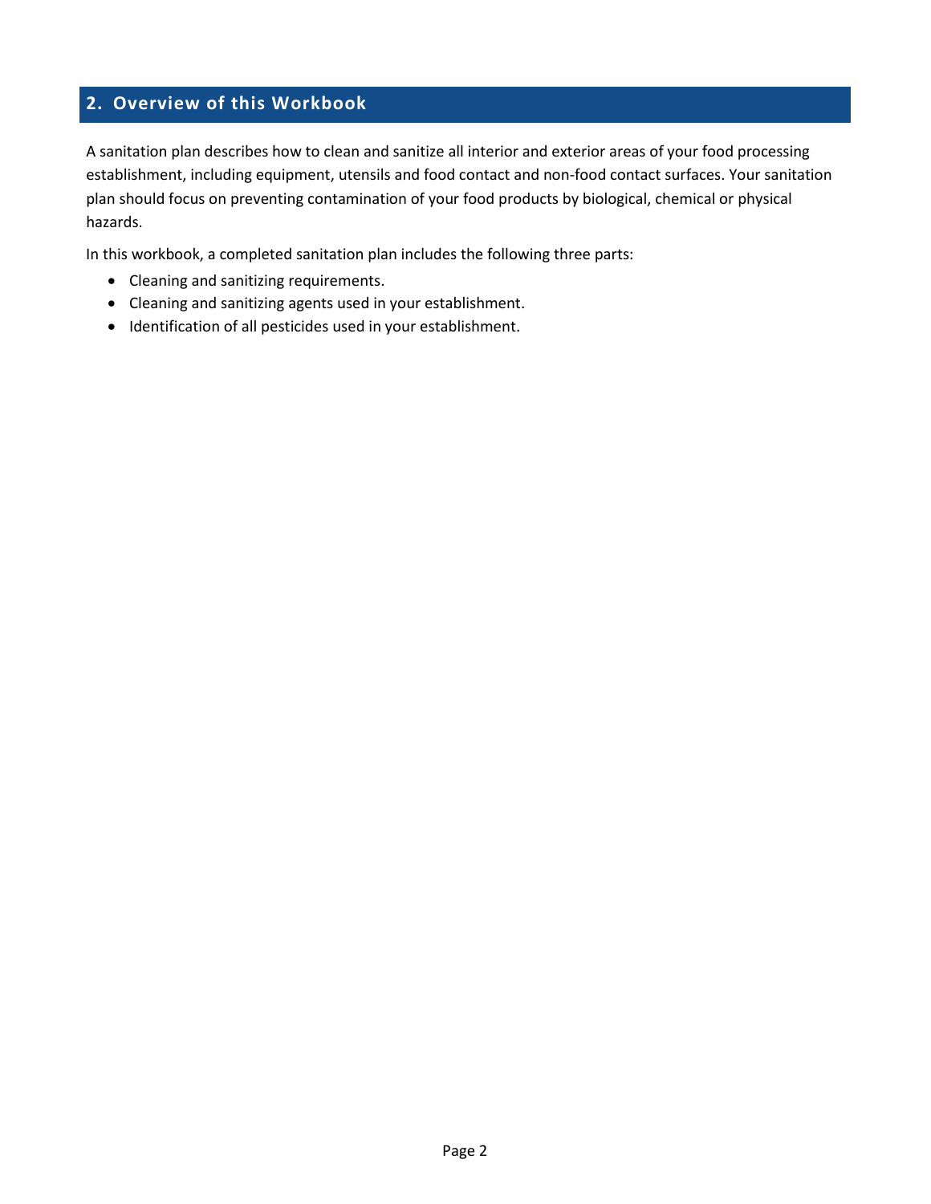## 2. Overview of this Workbook

A sanitation plan describes how to clean and sanitize all interior and exterior areas of your food processing establishment, including equipment, utensils and food contact and non-food contact surfaces. Your sanitation plan should focus on preventing contamination of your food products by biological, chemical or physical hazards.

In this workbook, a completed sanitation plan includes the following three parts:

- Cleaning and sanitizing requirements.
- Cleaning and sanitizing agents used in your establishment.
- Identification of all pesticides used in your establishment.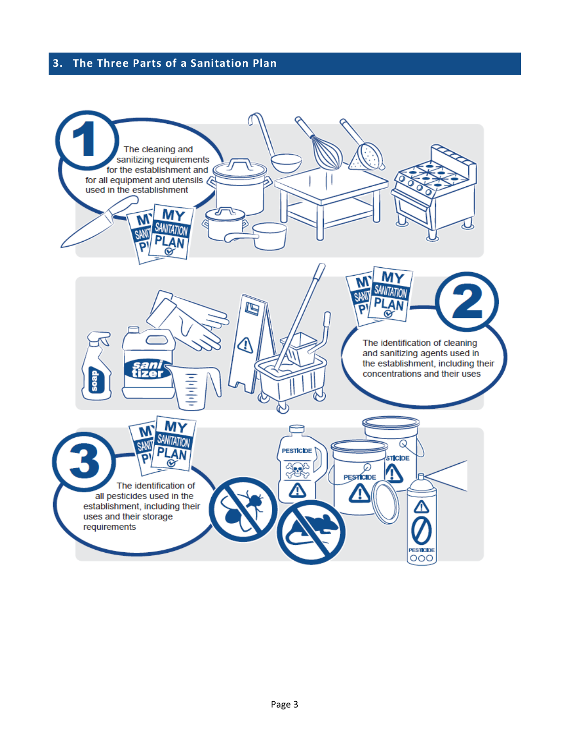## 3. The Three Parts of a Sanitation Plan

1. The cleaning and sanitizing requirements for the establishment and for all equipment and utensils used in the establishment

2. The identification of cleaning and sanitizing agents used in the establishment, including their concentrations and their uses

3. The identification of all pesticides used in the establishment, including their uses and their storage requirements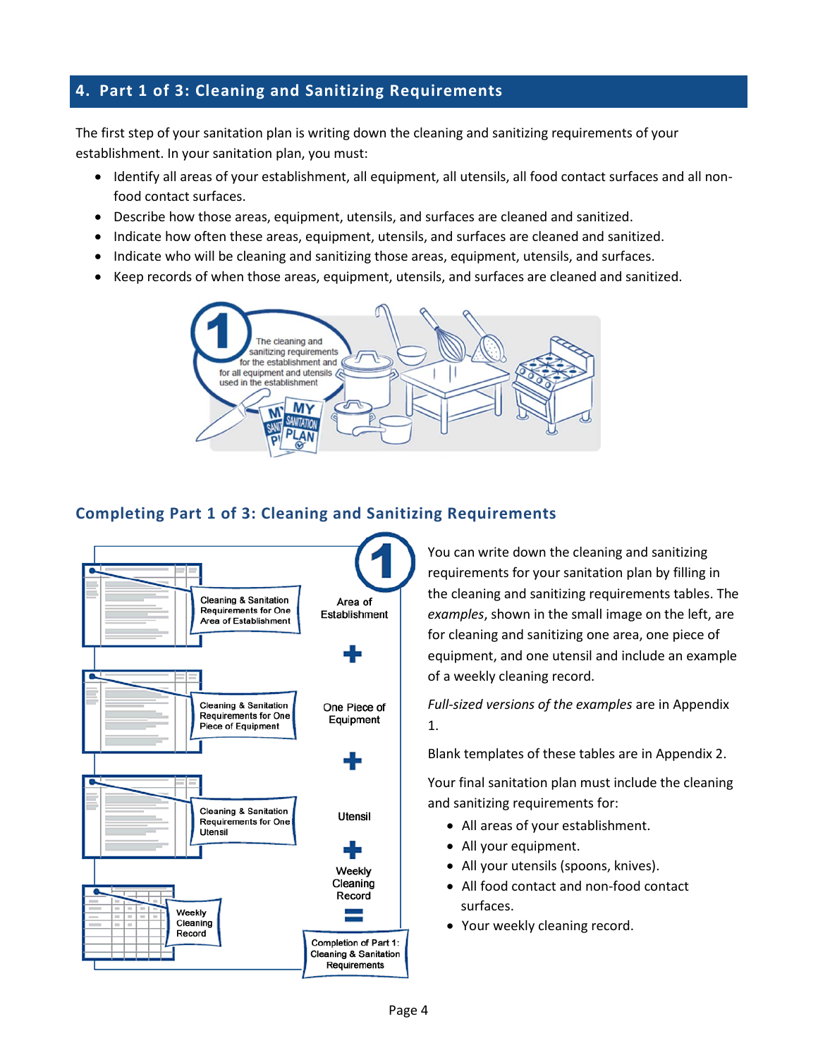## 4. Part 1 of 3: Cleaning and Sanitizing Requirements

The first step of your sanitation plan is writing down the cleaning and sanitizing requirements of your establishment. In your sanitation plan, you must:

- Identify all areas of your establishment, all equipment, all utensils, all food contact surfaces and all non-food contact surfaces.
- Describe how those areas, equipment, utensils, and surfaces are cleaned and sanitized.
- Indicate how often these areas, equipment, utensils, and surfaces are cleaned and sanitized.
- Indicate who will be cleaning and sanitizing those areas, equipment, utensils, and surfaces.
- Keep records of when those areas, equipment, utensils, and surfaces are cleaned and sanitized.

### Completing Part 1 of 3: Cleaning and Sanitizing Requirements

You can write down the cleaning and sanitizing requirements for your sanitation plan by filling in the cleaning and sanitizing requirements tables. The *examples*, shown in the small image on the left, are for cleaning and sanitizing one area, one piece of equipment, and one utensil and include an example of a weekly cleaning record.

*Full-sized versions of the examples* are in Appendix 1.

Blank templates of these tables are in Appendix 2.

Your final sanitation plan must include the cleaning and sanitizing requirements for:

- All areas of your establishment.
- All your equipment.
- All your utensils (spoons, knives).
- All food contact and non-food contact surfaces.
- Your weekly cleaning record.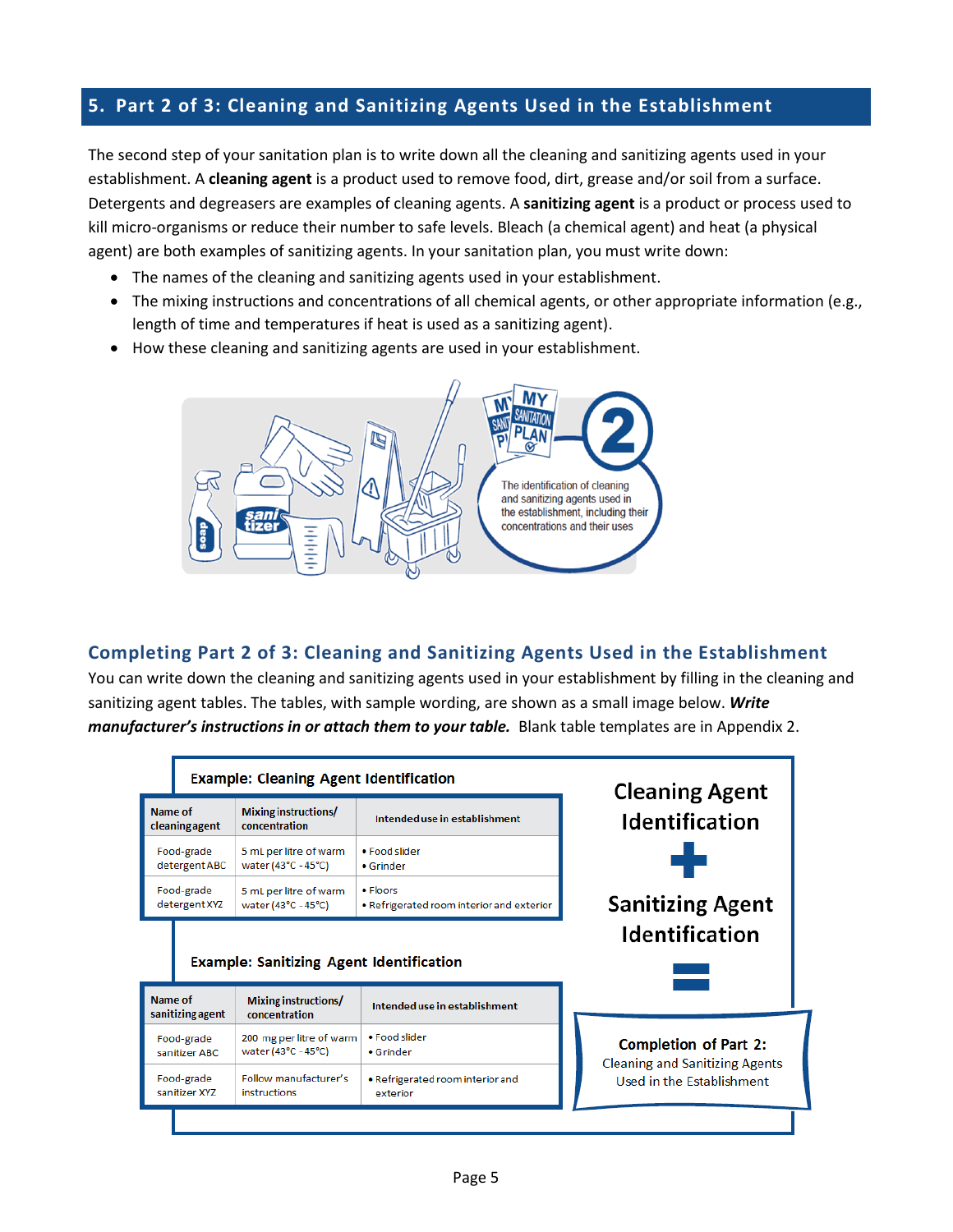## 5. Part 2 of 3: Cleaning and Sanitizing Agents Used in the Establishment

The second step of your sanitation plan is to write down all the cleaning and sanitizing agents used in your establishment. A **cleaning agent** is a product used to remove food, dirt, grease and/or soil from a surface. Detergents and degreasers are examples of cleaning agents. A **sanitizing agent** is a product or process used to kill micro-organisms or reduce their number to safe levels. Bleach (a chemical agent) and heat (a physical agent) are both examples of sanitizing agents. In your sanitation plan, you must write down:

- The names of the cleaning and sanitizing agents used in your establishment.
- The mixing instructions and concentrations of all chemical agents, or other appropriate information (e.g., length of time and temperatures if heat is used as a sanitizing agent).
- How these cleaning and sanitizing agents are used in your establishment.

The identification of cleaning and sanitizing agents used in the establishment, including their concentrations and their uses

### Completing Part 2 of 3: Cleaning and Sanitizing Agents Used in the Establishment

You can write down the cleaning and sanitizing agents used in your establishment by filling in the cleaning and sanitizing agent tables. The tables, with sample wording, are shown as a small image below. ***Write manufacturer's instructions in or attach them to your table.*** Blank table templates are in Appendix 2.

**Example: Cleaning Agent Identification**

| Name of cleaning agent | Mixing instructions/ concentration | Intended use in establishment |
|---|---|---|
| Food-grade detergent ABC | 5 mL per litre of warm water (43°C - 45°C) | • Food slider<br>• Grinder |
| Food-grade detergent XYZ | 5 mL per litre of warm water (43°C - 45°C) | • Floors<br>• Refrigerated room interior and exterior |

**Example: Sanitizing Agent Identification**

| Name of sanitizing agent | Mixing instructions/ concentration | Intended use in establishment |
|---|---|---|
| Food-grade sanitizer ABC | 200 mg per litre of warm water (43°C - 45°C) | • Food slider<br>• Grinder |
| Food-grade sanitizer XYZ | Follow manufacturer's instructions | • Refrigerated room interior and exterior |

Cleaning Agent Identification + Sanitizing Agent Identification = **Completion of Part 2:** Cleaning and Sanitizing Agents Used in the Establishment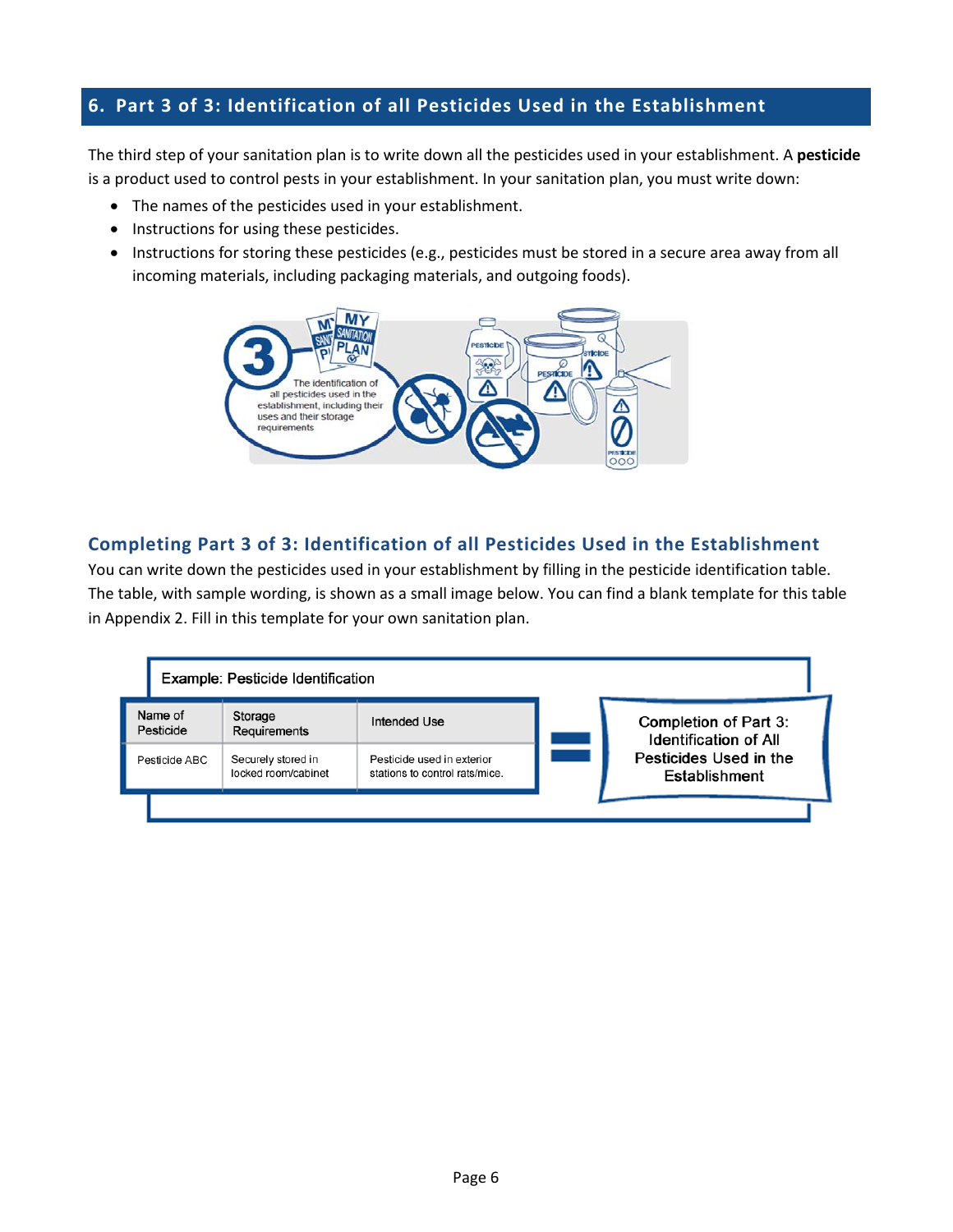## 6. Part 3 of 3: Identification of all Pesticides Used in the Establishment

The third step of your sanitation plan is to write down all the pesticides used in your establishment. A **pesticide** is a product used to control pests in your establishment. In your sanitation plan, you must write down:

- The names of the pesticides used in your establishment.
- Instructions for using these pesticides.
- Instructions for storing these pesticides (e.g., pesticides must be stored in a secure area away from all incoming materials, including packaging materials, and outgoing foods).

### Completing Part 3 of 3: Identification of all Pesticides Used in the Establishment

You can write down the pesticides used in your establishment by filling in the pesticide identification table. The table, with sample wording, is shown as a small image below. You can find a blank template for this table in Appendix 2. Fill in this template for your own sanitation plan.

Example: Pesticide Identification

| Name of Pesticide | Storage Requirements | Intended Use |
|---|---|---|
| Pesticide ABC | Securely stored in locked room/cabinet | Pesticide used in exterior stations to control rats/mice. |

= Completion of Part 3: Identification of All Pesticides Used in the Establishment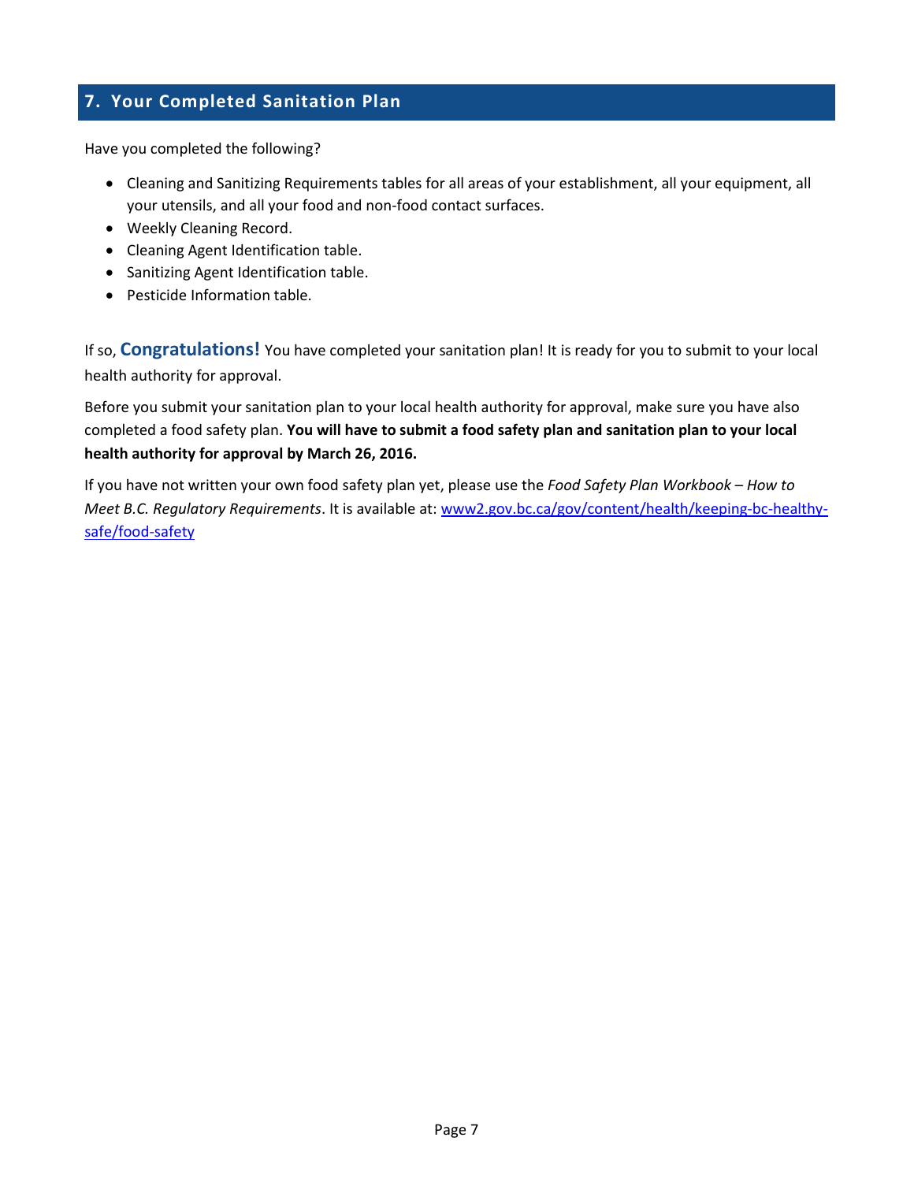## 7. Your Completed Sanitation Plan

Have you completed the following?

- Cleaning and Sanitizing Requirements tables for all areas of your establishment, all your equipment, all your utensils, and all your food and non-food contact surfaces.
- Weekly Cleaning Record.
- Cleaning Agent Identification table.
- Sanitizing Agent Identification table.
- Pesticide Information table.

If so, **Congratulations!** You have completed your sanitation plan! It is ready for you to submit to your local health authority for approval.

Before you submit your sanitation plan to your local health authority for approval, make sure you have also completed a food safety plan. **You will have to submit a food safety plan and sanitation plan to your local health authority for approval by March 26, 2016.**

If you have not written your own food safety plan yet, please use the *Food Safety Plan Workbook – How to Meet B.C. Regulatory Requirements*. It is available at: [www2.gov.bc.ca/gov/content/health/keeping-bc-healthy-safe/food-safety](www2.gov.bc.ca/gov/content/health/keeping-bc-healthy-safe/food-safety)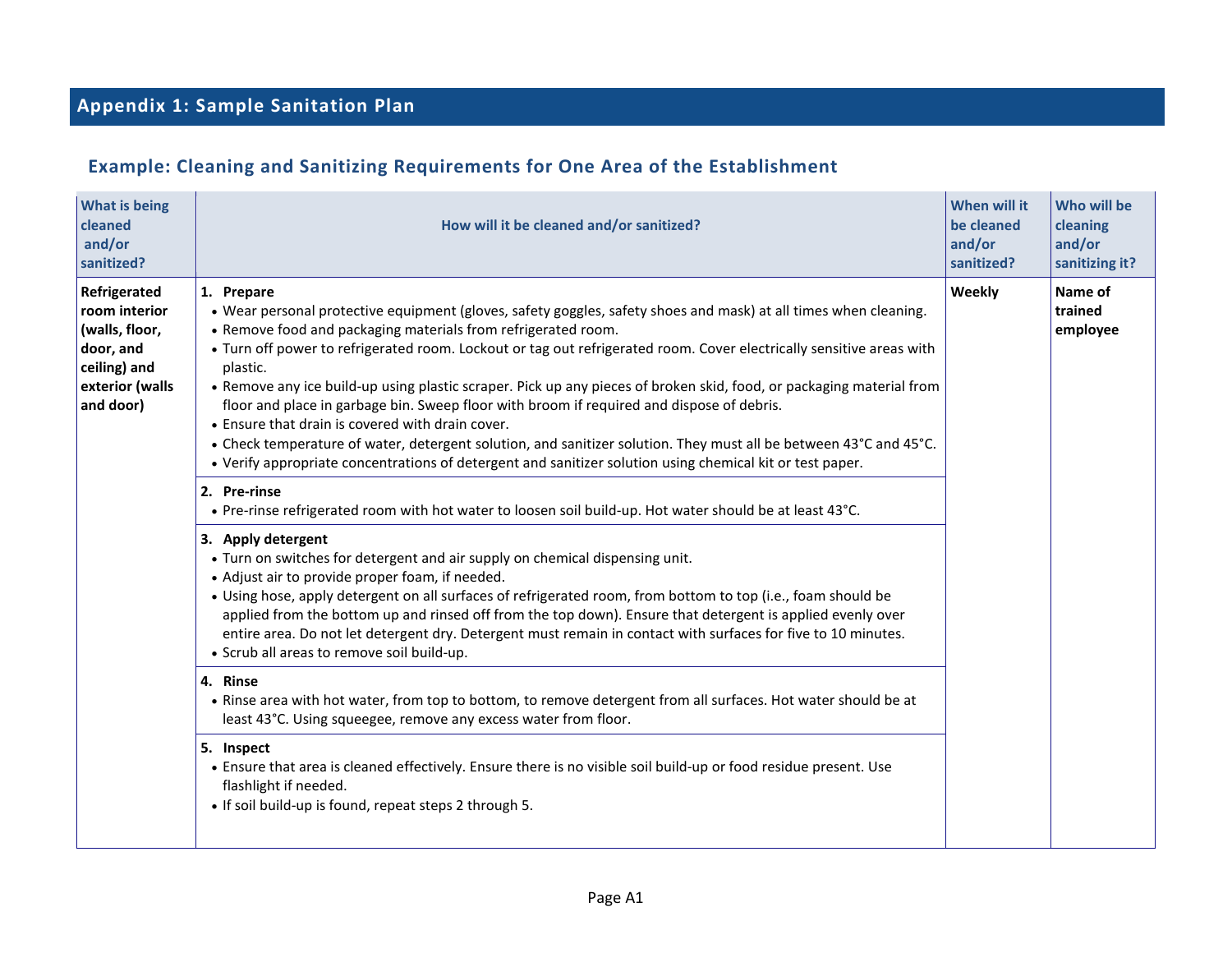## Appendix 1: Sample Sanitation Plan

### Example: Cleaning and Sanitizing Requirements for One Area of the Establishment

| What is being cleaned and/or sanitized? | How will it be cleaned and/or sanitized? | When will it be cleaned and/or sanitized? | Who will be cleaning and/or sanitizing it? |
|---|---|---|---|
| **Refrigerated room interior (walls, floor, door, and ceiling) and exterior (walls and door)** | **1. Prepare**<br>• Wear personal protective equipment (gloves, safety goggles, safety shoes and mask) at all times when cleaning.<br>• Remove food and packaging materials from refrigerated room.<br>• Turn off power to refrigerated room. Lockout or tag out refrigerated room. Cover electrically sensitive areas with plastic.<br>• Remove any ice build-up using plastic scraper. Pick up any pieces of broken skid, food, or packaging material from floor and place in garbage bin. Sweep floor with broom if required and dispose of debris.<br>• Ensure that drain is covered with drain cover.<br>• Check temperature of water, detergent solution, and sanitizer solution. They must all be between 43°C and 45°C.<br>• Verify appropriate concentrations of detergent and sanitizer solution using chemical kit or test paper. | **Weekly** | **Name of trained employee** |
| | **2. Pre-rinse**<br>• Pre-rinse refrigerated room with hot water to loosen soil build-up. Hot water should be at least 43°C. | | |
| | **3. Apply detergent**<br>• Turn on switches for detergent and air supply on chemical dispensing unit.<br>• Adjust air to provide proper foam, if needed.<br>• Using hose, apply detergent on all surfaces of refrigerated room, from bottom to top (i.e., foam should be applied from the bottom up and rinsed off from the top down). Ensure that detergent is applied evenly over entire area. Do not let detergent dry. Detergent must remain in contact with surfaces for five to 10 minutes.<br>• Scrub all areas to remove soil build-up. | | |
| | **4. Rinse**<br>• Rinse area with hot water, from top to bottom, to remove detergent from all surfaces. Hot water should be at least 43°C. Using squeegee, remove any excess water from floor. | | |
| | **5. Inspect**<br>• Ensure that area is cleaned effectively. Ensure there is no visible soil build-up or food residue present. Use flashlight if needed.<br>• If soil build-up is found, repeat steps 2 through 5. | | |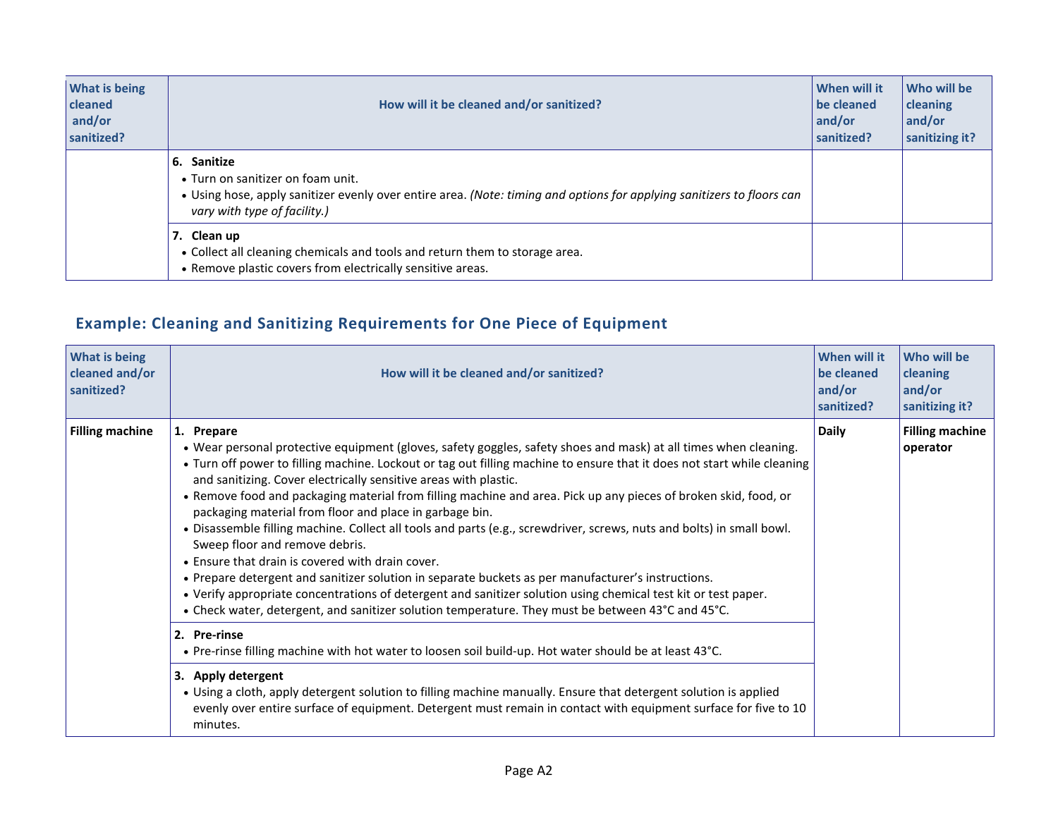| What is being cleaned and/or sanitized? | How will it be cleaned and/or sanitized? | When will it be cleaned and/or sanitized? | Who will be cleaning and/or sanitizing it? |
|---|---|---|---|
| | **6. Sanitize**<br>• Turn on sanitizer on foam unit.<br>• Using hose, apply sanitizer evenly over entire area. *(Note: timing and options for applying sanitizers to floors can vary with type of facility.)* | | |
| | **7. Clean up**<br>• Collect all cleaning chemicals and tools and return them to storage area.<br>• Remove plastic covers from electrically sensitive areas. | | |

## Example: Cleaning and Sanitizing Requirements for One Piece of Equipment

| What is being cleaned and/or sanitized? | How will it be cleaned and/or sanitized? | When will it be cleaned and/or sanitized? | Who will be cleaning and/or sanitizing it? |
|---|---|---|---|
| **Filling machine** | **1. Prepare**<br>• Wear personal protective equipment (gloves, safety goggles, safety shoes and mask) at all times when cleaning.<br>• Turn off power to filling machine. Lockout or tag out filling machine to ensure that it does not start while cleaning and sanitizing. Cover electrically sensitive areas with plastic.<br>• Remove food and packaging material from filling machine and area. Pick up any pieces of broken skid, food, or packaging material from floor and place in garbage bin.<br>• Disassemble filling machine. Collect all tools and parts (e.g., screwdriver, screws, nuts and bolts) in small bowl. Sweep floor and remove debris.<br>• Ensure that drain is covered with drain cover.<br>• Prepare detergent and sanitizer solution in separate buckets as per manufacturer's instructions.<br>• Verify appropriate concentrations of detergent and sanitizer solution using chemical test kit or test paper.<br>• Check water, detergent, and sanitizer solution temperature. They must be between 43°C and 45°C. | **Daily** | **Filling machine operator** |
| | **2. Pre-rinse**<br>• Pre-rinse filling machine with hot water to loosen soil build-up. Hot water should be at least 43°C. | | |
| | **3. Apply detergent**<br>• Using a cloth, apply detergent solution to filling machine manually. Ensure that detergent solution is applied evenly over entire surface of equipment. Detergent must remain in contact with equipment surface for five to 10 minutes. | | |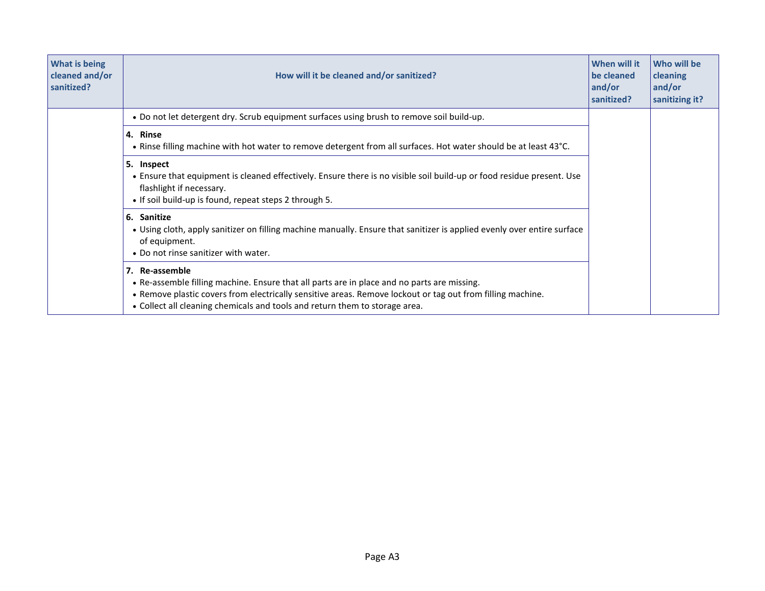| What is being cleaned and/or sanitized? | How will it be cleaned and/or sanitized? | When will it be cleaned and/or sanitized? | Who will be cleaning and/or sanitizing it? |
|---|---|---|---|
| | • Do not let detergent dry. Scrub equipment surfaces using brush to remove soil build-up.<br><br>**4. Rinse**<br>• Rinse filling machine with hot water to remove detergent from all surfaces. Hot water should be at least 43°C.<br><br>**5. Inspect**<br>• Ensure that equipment is cleaned effectively. Ensure there is no visible soil build-up or food residue present. Use flashlight if necessary.<br>• If soil build-up is found, repeat steps 2 through 5.<br><br>**6. Sanitize**<br>• Using cloth, apply sanitizer on filling machine manually. Ensure that sanitizer is applied evenly over entire surface of equipment.<br>• Do not rinse sanitizer with water.<br><br>**7. Re-assemble**<br>• Re-assemble filling machine. Ensure that all parts are in place and no parts are missing.<br>• Remove plastic covers from electrically sensitive areas. Remove lockout or tag out from filling machine.<br>• Collect all cleaning chemicals and tools and return them to storage area. | | |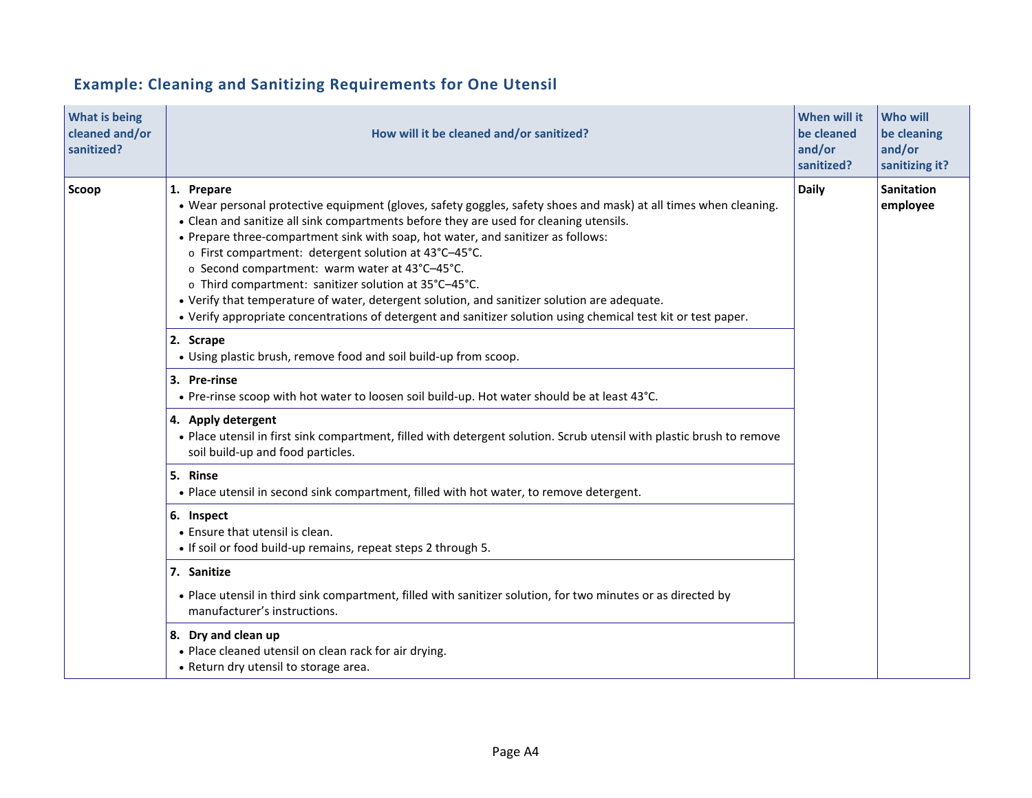## Example: Cleaning and Sanitizing Requirements for One Utensil

| What is being cleaned and/or sanitized? | How will it be cleaned and/or sanitized? | When will it be cleaned and/or sanitized? | Who will be cleaning and/or sanitizing it? |
|---|---|---|---|
| **Scoop** | **1. Prepare**<br>• Wear personal protective equipment (gloves, safety goggles, safety shoes and mask) at all times when cleaning.<br>• Clean and sanitize all sink compartments before they are used for cleaning utensils.<br>• Prepare three-compartment sink with soap, hot water, and sanitizer as follows:<br>  o First compartment: detergent solution at 43°C–45°C.<br>  o Second compartment: warm water at 43°C–45°C.<br>  o Third compartment: sanitizer solution at 35°C–45°C.<br>• Verify that temperature of water, detergent solution, and sanitizer solution are adequate.<br>• Verify appropriate concentrations of detergent and sanitizer solution using chemical test kit or test paper. | **Daily** | **Sanitation employee** |
| | **2. Scrape**<br>• Using plastic brush, remove food and soil build-up from scoop. | | |
| | **3. Pre-rinse**<br>• Pre-rinse scoop with hot water to loosen soil build-up. Hot water should be at least 43°C. | | |
| | **4. Apply detergent**<br>• Place utensil in first sink compartment, filled with detergent solution. Scrub utensil with plastic brush to remove soil build-up and food particles. | | |
| | **5. Rinse**<br>• Place utensil in second sink compartment, filled with hot water, to remove detergent. | | |
| | **6. Inspect**<br>• Ensure that utensil is clean.<br>• If soil or food build-up remains, repeat steps 2 through 5. | | |
| | **7. Sanitize**<br>• Place utensil in third sink compartment, filled with sanitizer solution, for two minutes or as directed by manufacturer's instructions. | | |
| | **8. Dry and clean up**<br>• Place cleaned utensil on clean rack for air drying.<br>• Return dry utensil to storage area. | | |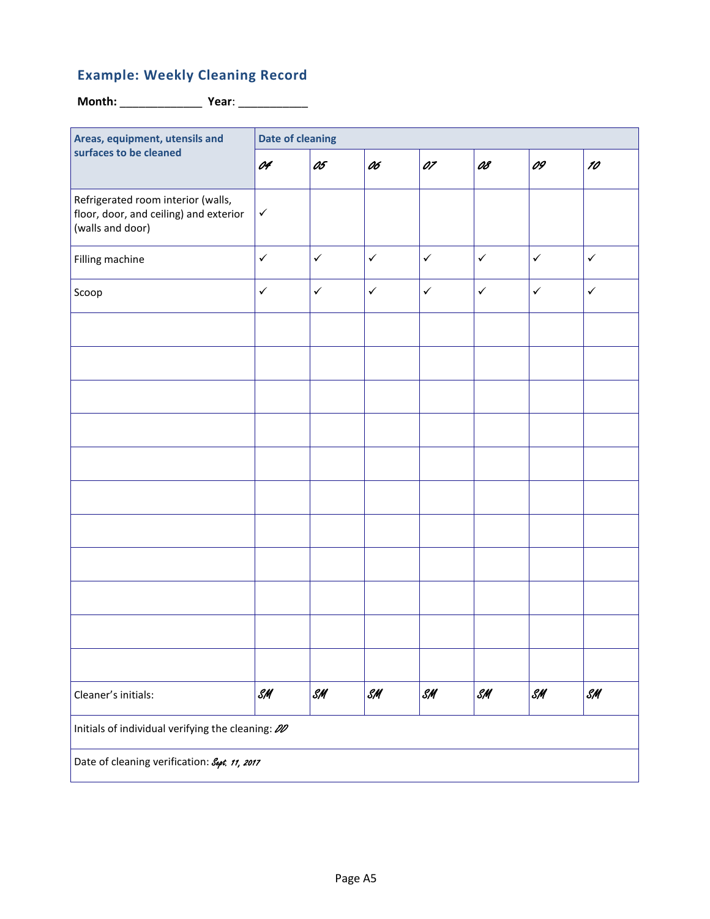## Example: Weekly Cleaning Record

**Month:** _____________ **Year**: ___________

| Areas, equipment, utensils and surfaces to be cleaned | Date of cleaning | | | | | | |
|---|---|---|---|---|---|---|---|
| | 04 | 05 | 06 | 07 | 08 | 09 | 10 |
| Refrigerated room interior (walls, floor, door, and ceiling) and exterior (walls and door) | ✓ | | | | | | |
| Filling machine | ✓ | ✓ | ✓ | ✓ | ✓ | ✓ | ✓ |
| Scoop | ✓ | ✓ | ✓ | ✓ | ✓ | ✓ | ✓ |
| | | | | | | | |
| | | | | | | | |
| | | | | | | | |
| | | | | | | | |
| | | | | | | | |
| | | | | | | | |
| | | | | | | | |
| | | | | | | | |
| | | | | | | | |
| | | | | | | | |
| | | | | | | | |
| Cleaner's initials: | SM | SM | SM | SM | SM | SM | SM |
| Initials of individual verifying the cleaning: DD | | | | | | | |
| Date of cleaning verification: Sept. 11, 2017 | | | | | | | |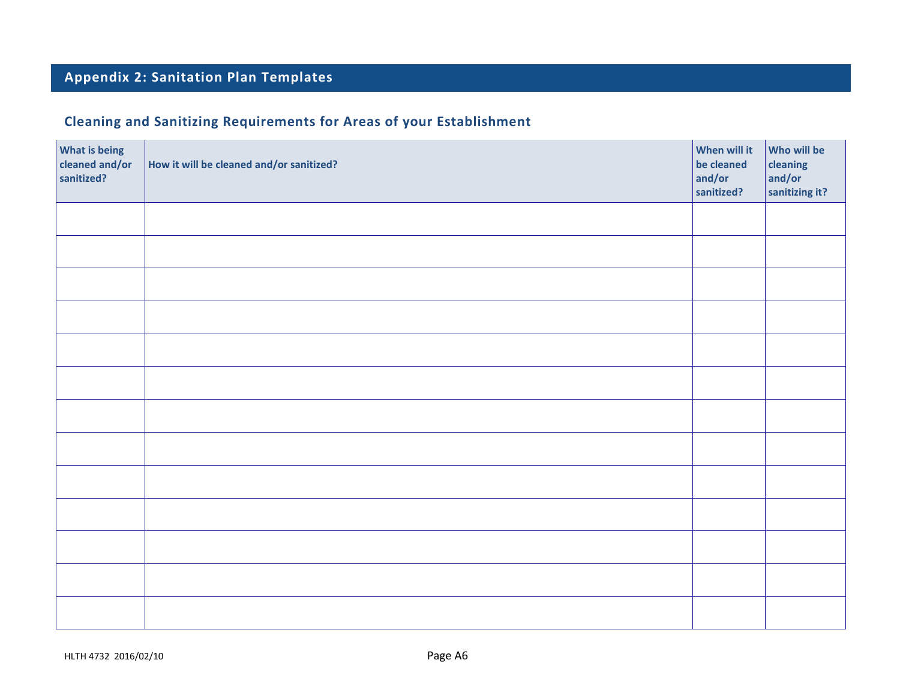## Appendix 2: Sanitation Plan Templates

### Cleaning and Sanitizing Requirements for Areas of your Establishment

| What is being cleaned and/or sanitized? | How it will be cleaned and/or sanitized? | When will it be cleaned and/or sanitized? | Who will be cleaning and/or sanitizing it? |
|---|---|---|---|
| | | | |
| | | | |
| | | | |
| | | | |
| | | | |
| | | | |
| | | | |
| | | | |
| | | | |
| | | | |
| | | | |
| | | | |
| | | | |

HLTH 4732 2016/02/10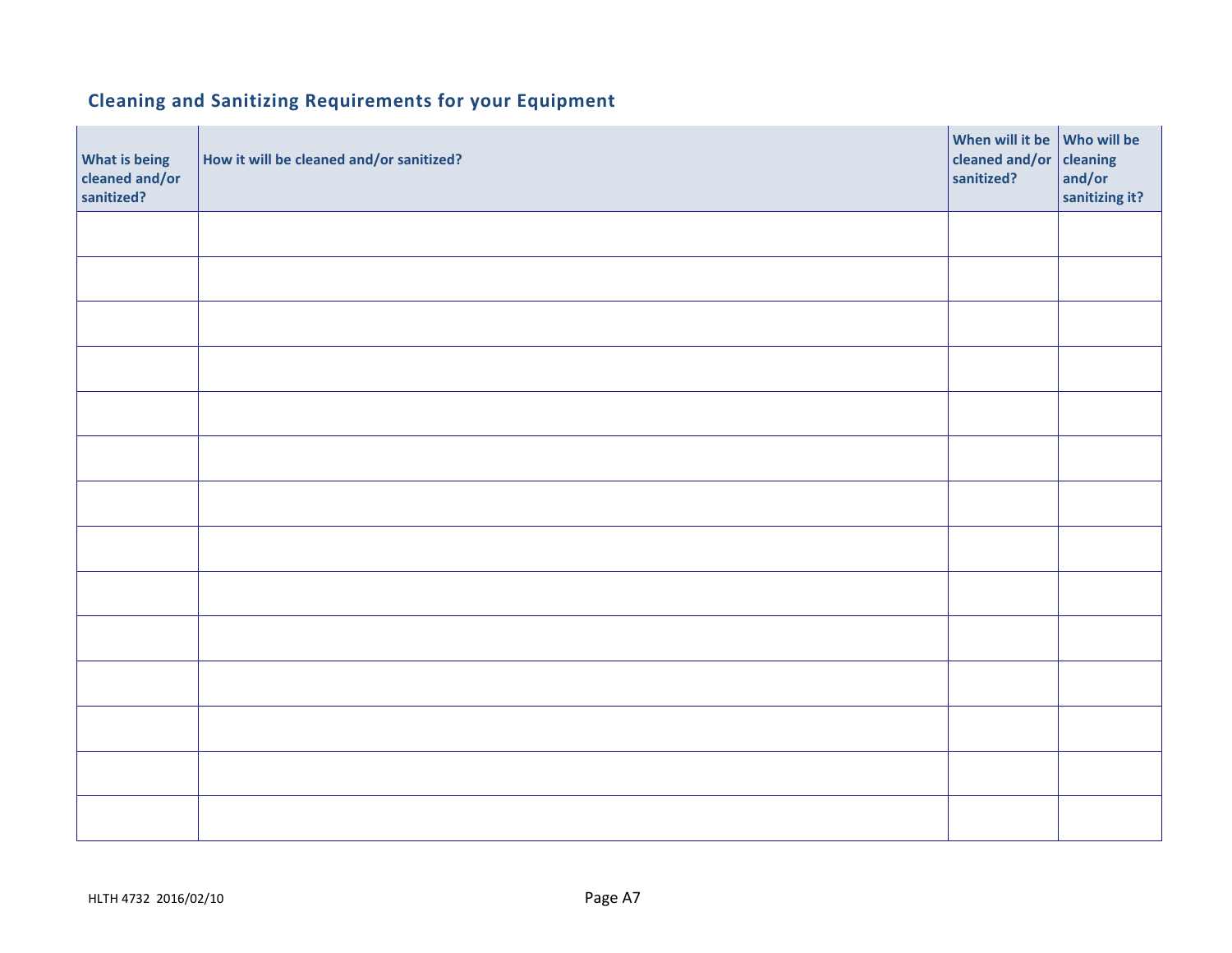## Cleaning and Sanitizing Requirements for your Equipment

| What is being cleaned and/or sanitized? | How it will be cleaned and/or sanitized? | When will it be cleaned and/or sanitized? | Who will be cleaning and/or sanitizing it? |
|---|---|---|---|
| | | | |
| | | | |
| | | | |
| | | | |
| | | | |
| | | | |
| | | | |
| | | | |
| | | | |
| | | | |
| | | | |
| | | | |
| | | | |
| | | | |

HLTH 4732 2016/02/10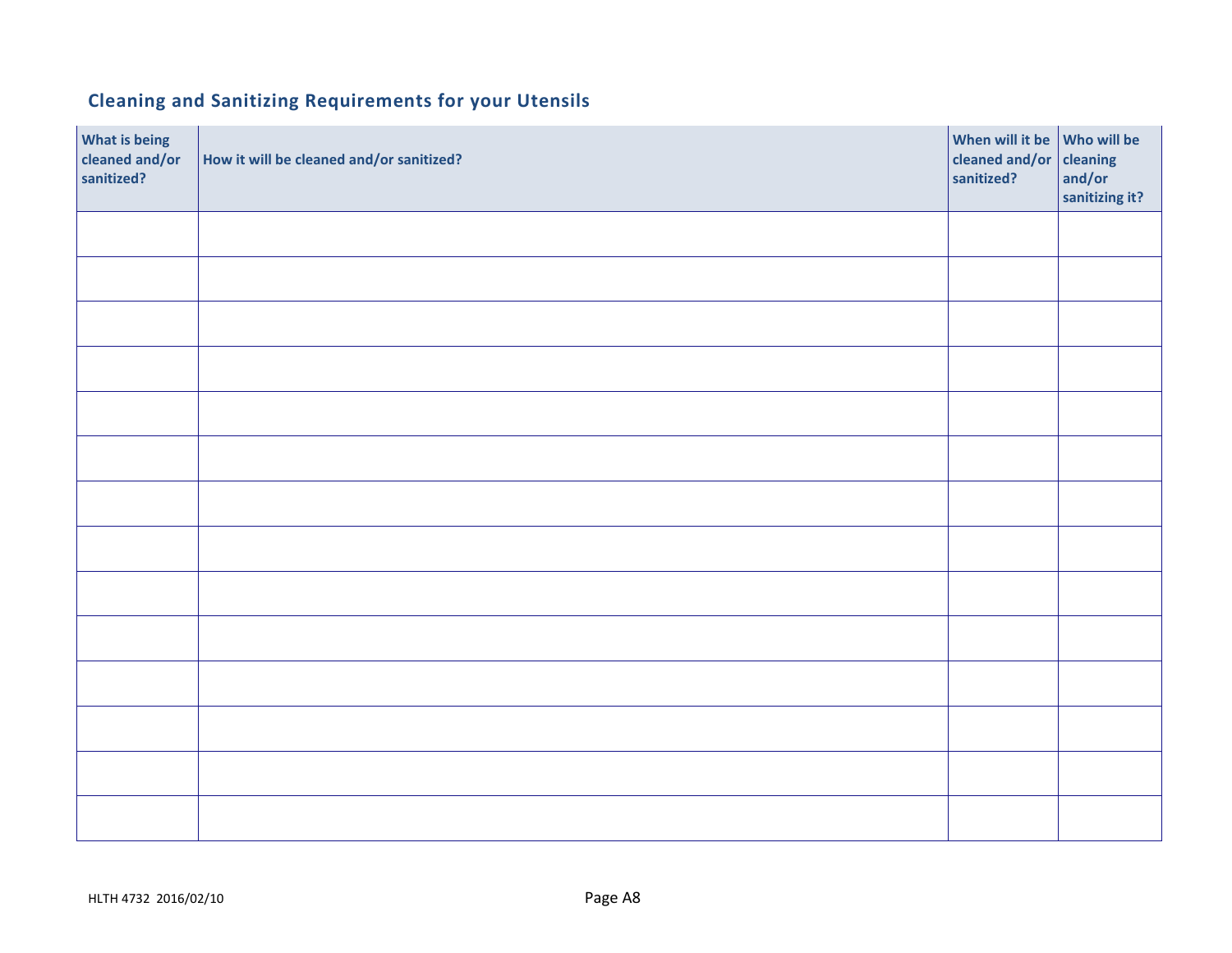## Cleaning and Sanitizing Requirements for your Utensils

| What is being cleaned and/or sanitized? | How it will be cleaned and/or sanitized? | When will it be cleaned and/or sanitized? | Who will be cleaning and/or sanitizing it? |
|---|---|---|---|
| | | | |
| | | | |
| | | | |
| | | | |
| | | | |
| | | | |
| | | | |
| | | | |
| | | | |
| | | | |
| | | | |
| | | | |
| | | | |
| | | | |

HLTH 4732 2016/02/10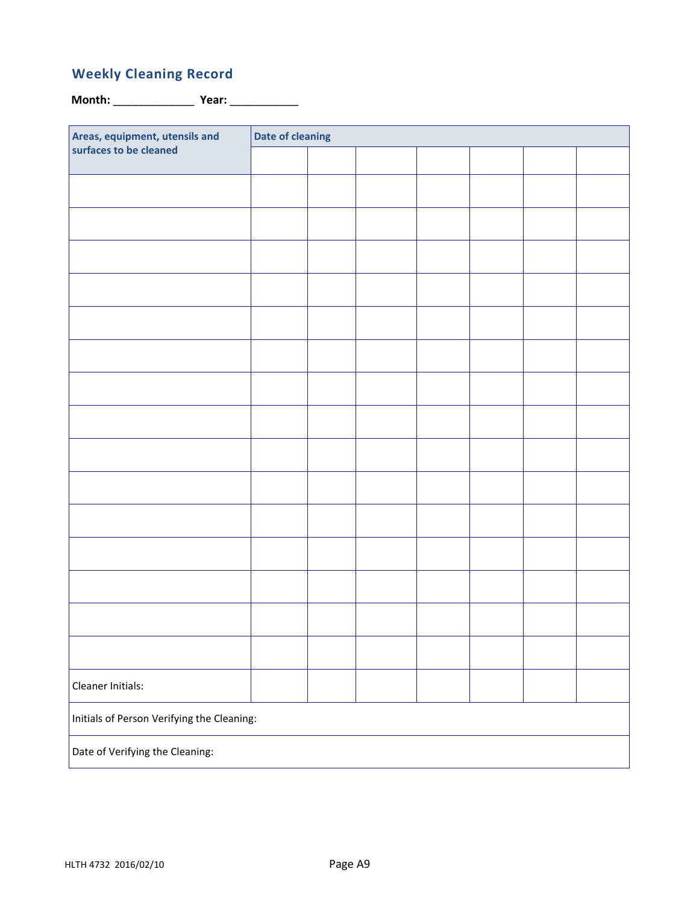## Weekly Cleaning Record

**Month:** _____________ **Year:** ___________

| Areas, equipment, utensils and surfaces to be cleaned | Date of cleaning | | | | | | |
|---|---|---|---|---|---|---|---|
| | | | | | | | |
| | | | | | | | |
| | | | | | | | |
| | | | | | | | |
| | | | | | | | |
| | | | | | | | |
| | | | | | | | |
| | | | | | | | |
| | | | | | | | |
| | | | | | | | |
| | | | | | | | |
| | | | | | | | |
| | | | | | | | |
| | | | | | | | |
| | | | | | | | |
| | | | | | | | |
| Cleaner Initials: | | | | | | | |
| Initials of Person Verifying the Cleaning: | | | | | | | |
| Date of Verifying the Cleaning: | | | | | | | |

HLTH 4732 2016/02/10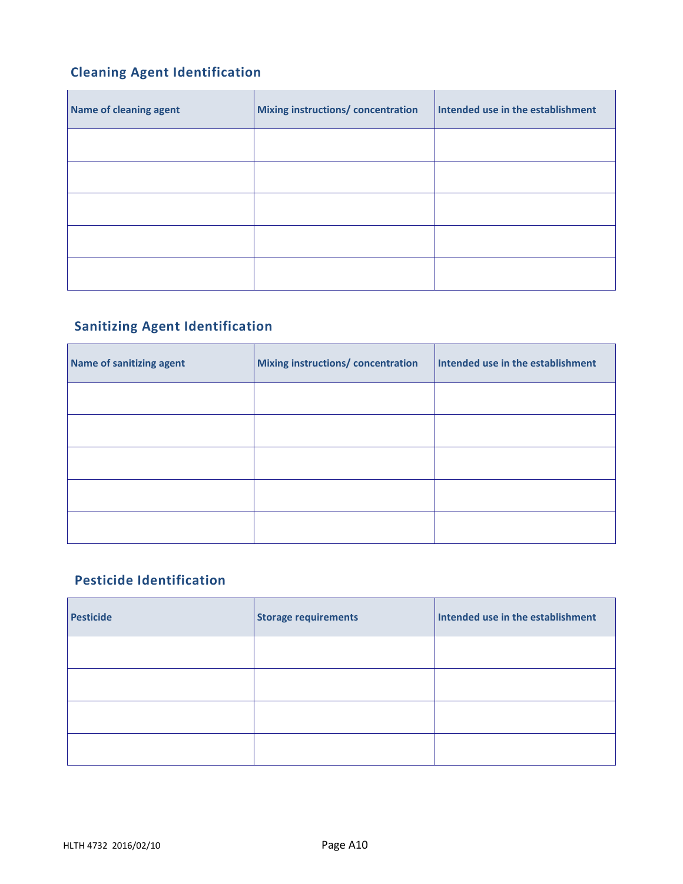## Cleaning Agent Identification

| Name of cleaning agent | Mixing instructions/ concentration | Intended use in the establishment |
|---|---|---|
| | | |
| | | |
| | | |
| | | |
| | | |

## Sanitizing Agent Identification

| Name of sanitizing agent | Mixing instructions/ concentration | Intended use in the establishment |
|---|---|---|
| | | |
| | | |
| | | |
| | | |
| | | |

## Pesticide Identification

| Pesticide | Storage requirements | Intended use in the establishment |
|---|---|---|
| | | |
| | | |
| | | |
| | | |

HLTH 4732 2016/02/10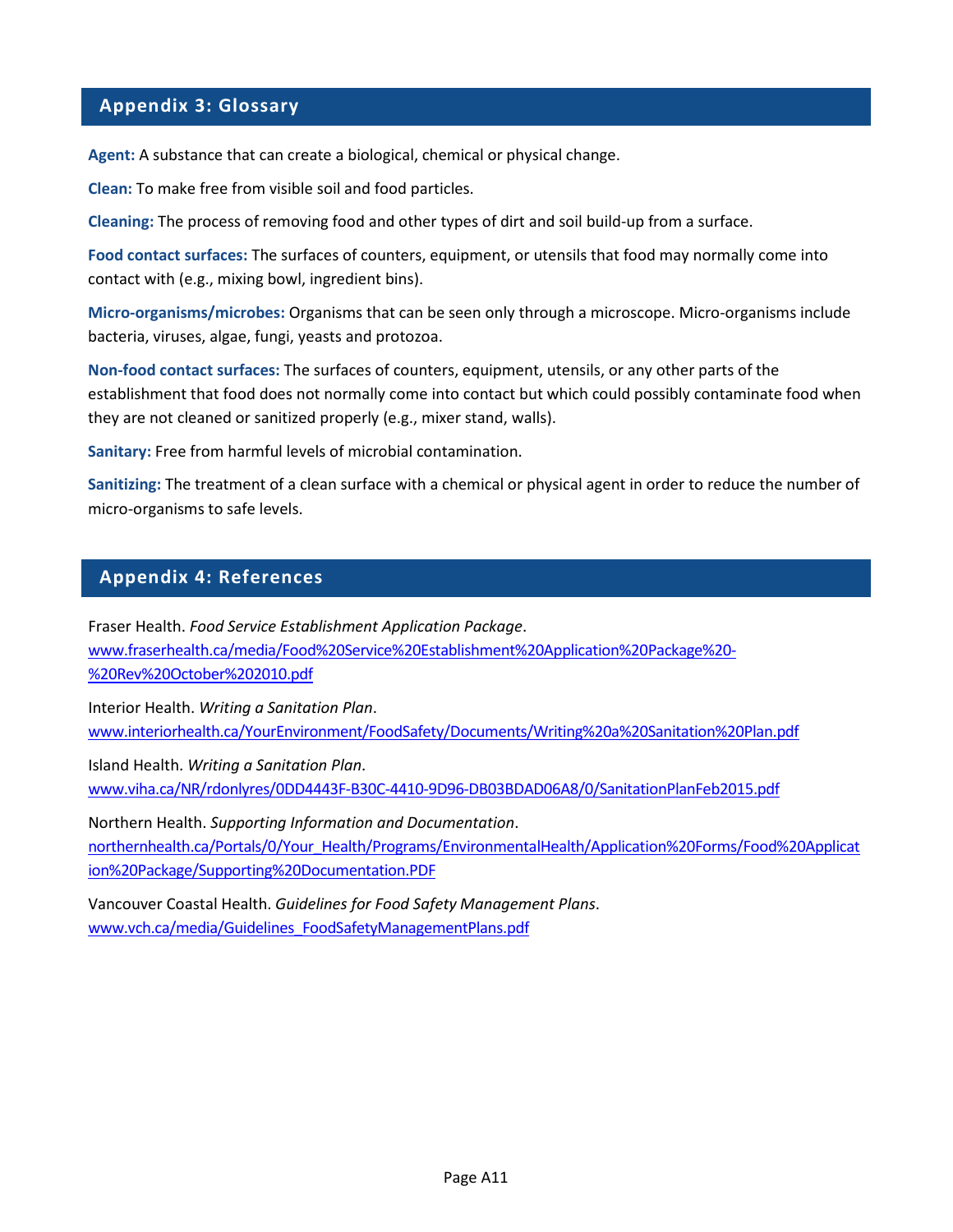## Appendix 3: Glossary

**Agent:** A substance that can create a biological, chemical or physical change.

**Clean:** To make free from visible soil and food particles.

**Cleaning:** The process of removing food and other types of dirt and soil build-up from a surface.

**Food contact surfaces:** The surfaces of counters, equipment, or utensils that food may normally come into contact with (e.g., mixing bowl, ingredient bins).

**Micro-organisms/microbes:** Organisms that can be seen only through a microscope. Micro-organisms include bacteria, viruses, algae, fungi, yeasts and protozoa.

**Non-food contact surfaces:** The surfaces of counters, equipment, utensils, or any other parts of the establishment that food does not normally come into contact but which could possibly contaminate food when they are not cleaned or sanitized properly (e.g., mixer stand, walls).

**Sanitary:** Free from harmful levels of microbial contamination.

**Sanitizing:** The treatment of a clean surface with a chemical or physical agent in order to reduce the number of micro-organisms to safe levels.

## Appendix 4: References

Fraser Health. *Food Service Establishment Application Package*.
www.fraserhealth.ca/media/Food%20Service%20Establishment%20Application%20Package%20-%20Rev%20October%202010.pdf

Interior Health. *Writing a Sanitation Plan*.
www.interiorhealth.ca/YourEnvironment/FoodSafety/Documents/Writing%20a%20Sanitation%20Plan.pdf

Island Health. *Writing a Sanitation Plan*.
www.viha.ca/NR/rdonlyres/0DD4443F-B30C-4410-9D96-DB03BDAD06A8/0/SanitationPlanFeb2015.pdf

Northern Health. *Supporting Information and Documentation*.
northernhealth.ca/Portals/0/Your_Health/Programs/EnvironmentalHealth/Application%20Forms/Food%20Application%20Package/Supporting%20Documentation.PDF

Vancouver Coastal Health. *Guidelines for Food Safety Management Plans*.
www.vch.ca/media/Guidelines_FoodSafetyManagementPlans.pdf